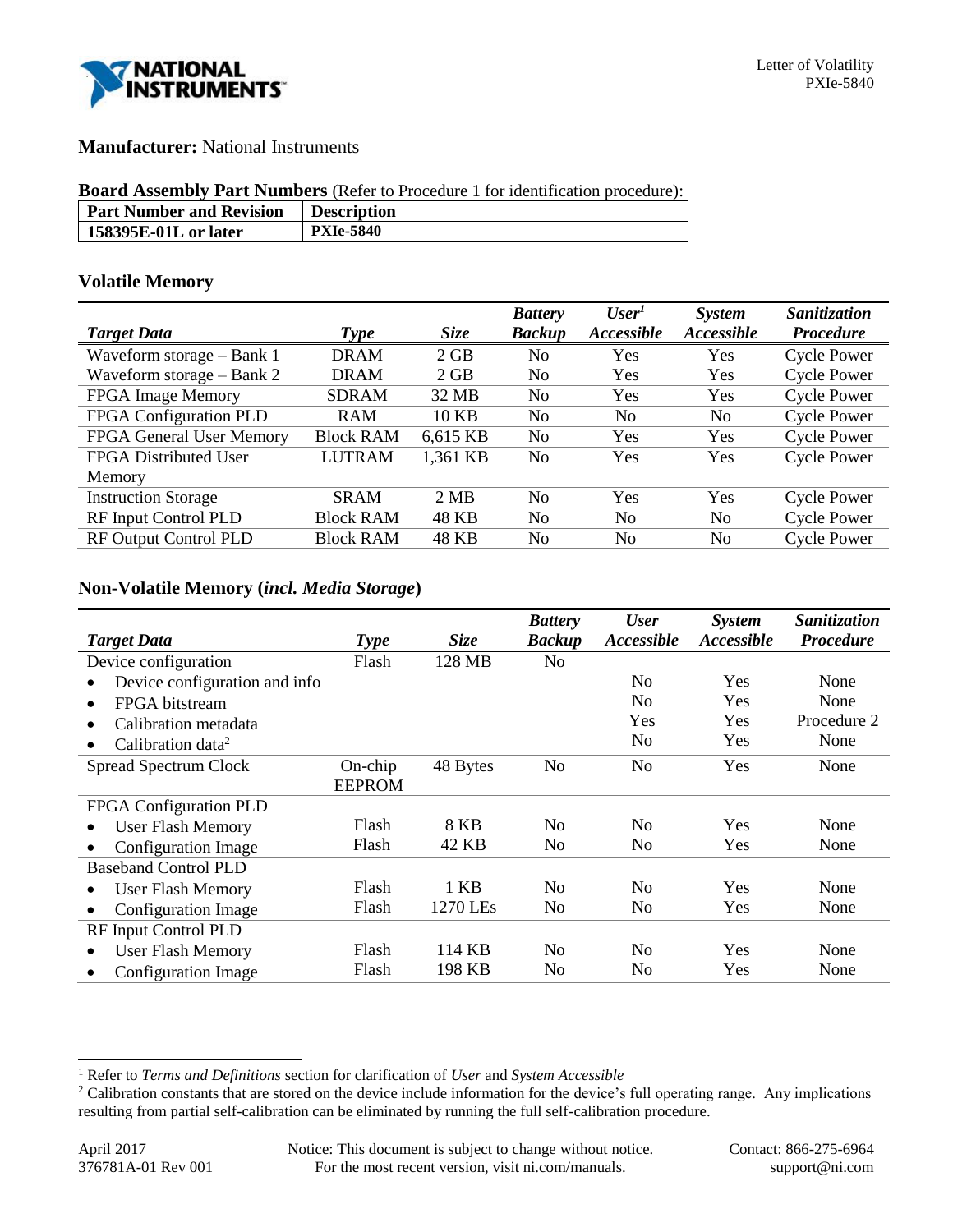**Manufacturer:** National Instruments

**Board Assembly Part Numbers** (Refer to Procedure 1 for identification procedure):

| Part Number and Revision | Description |
|---|---|
| 158395E-01L or later | PXIe-5840 |

## Volatile Memory

| *Target Data* | *Type* | *Size* | *Battery Backup* | *User[1] Accessible* | *System Accessible* | *Sanitization Procedure* |
|---|---|---|---|---|---|---|
| Waveform storage – Bank 1 | DRAM | 2 GB | No | Yes | Yes | Cycle Power |
| Waveform storage – Bank 2 | DRAM | 2 GB | No | Yes | Yes | Cycle Power |
| FPGA Image Memory | SDRAM | 32 MB | No | Yes | Yes | Cycle Power |
| FPGA Configuration PLD | RAM | 10 KB | No | No | No | Cycle Power |
| FPGA General User Memory | Block RAM | 6,615 KB | No | Yes | Yes | Cycle Power |
| FPGA Distributed User Memory | LUTRAM | 1,361 KB | No | Yes | Yes | Cycle Power |
| Instruction Storage | SRAM | 2 MB | No | Yes | Yes | Cycle Power |
| RF Input Control PLD | Block RAM | 48 KB | No | No | No | Cycle Power |
| RF Output Control PLD | Block RAM | 48 KB | No | No | No | Cycle Power |

## Non-Volatile Memory (*incl. Media Storage*)

| *Target Data* | *Type* | *Size* | *Battery Backup* | *User Accessible* | *System Accessible* | *Sanitization Procedure* |
|---|---|---|---|---|---|---|
| Device configuration | Flash | 128 MB | No | | | |
| • Device configuration and info | | | | No | Yes | None |
| • FPGA bitstream | | | | No | Yes | None |
| • Calibration metadata | | | | Yes | Yes | Procedure 2 |
| • Calibration data[2] | | | | No | Yes | None |
| Spread Spectrum Clock | On-chip EEPROM | 48 Bytes | No | No | Yes | None |
| FPGA Configuration PLD | | | | | | |
| • User Flash Memory | Flash | 8 KB | No | No | Yes | None |
| • Configuration Image | Flash | 42 KB | No | No | Yes | None |
| Baseband Control PLD | | | | | | |
| • User Flash Memory | Flash | 1 KB | No | No | Yes | None |
| • Configuration Image | Flash | 1270 LEs | No | No | Yes | None |
| RF Input Control PLD | | | | | | |
| • User Flash Memory | Flash | 114 KB | No | No | Yes | None |
| • Configuration Image | Flash | 198 KB | No | No | Yes | None |

[1] Refer to *Terms and Definitions* section for clarification of *User* and *System Accessible*

[2] Calibration constants that are stored on the device include information for the device's full operating range. Any implications resulting from partial self-calibration can be eliminated by running the full self-calibration procedure.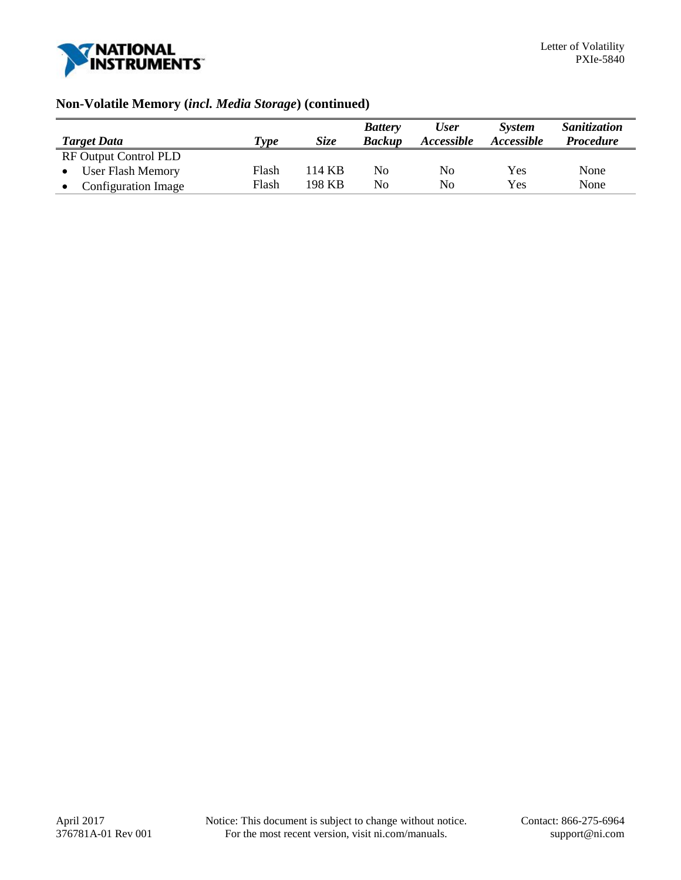## Non-Volatile Memory (*incl. Media Storage*) (continued)

| *Target Data* | *Type* | *Size* | *Battery Backup* | *User Accessible* | *System Accessible* | *Sanitization Procedure* |
|---|---|---|---|---|---|---|
| RF Output Control PLD | | | | | | |
| • User Flash Memory | Flash | 114 KB | No | No | Yes | None |
| • Configuration Image | Flash | 198 KB | No | No | Yes | None |

April 2017
376781A-01 Rev 001

Notice: This document is subject to change without notice.
For the most recent version, visit ni.com/manuals.

Contact: 866-275-6964
support@ni.com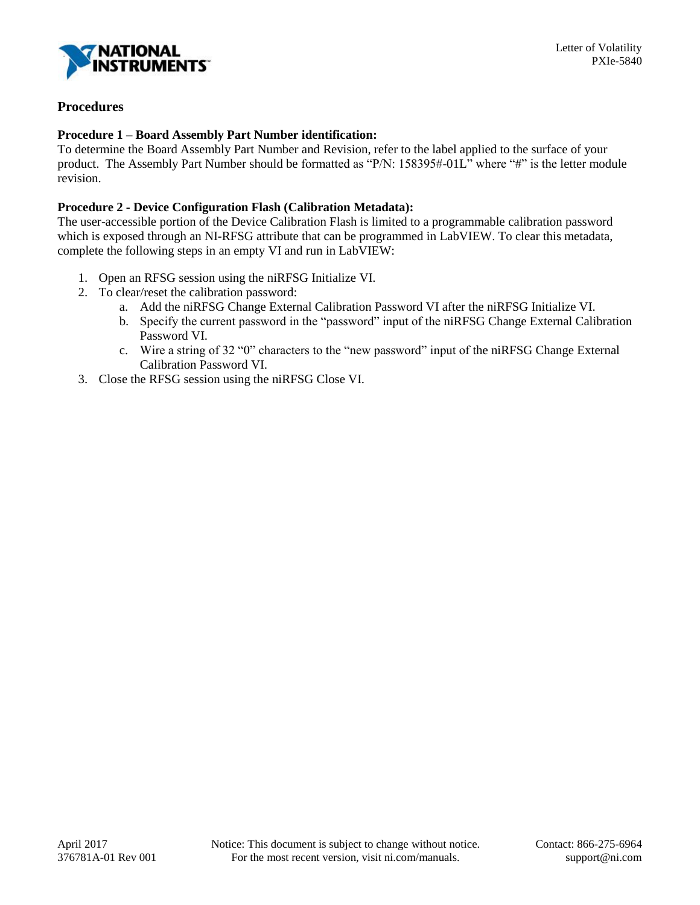## Procedures

**Procedure 1 – Board Assembly Part Number identification:**
To determine the Board Assembly Part Number and Revision, refer to the label applied to the surface of your product. The Assembly Part Number should be formatted as "P/N: 158395#-01L" where "#" is the letter module revision.

**Procedure 2 - Device Configuration Flash (Calibration Metadata):**
The user-accessible portion of the Device Calibration Flash is limited to a programmable calibration password which is exposed through an NI-RFSG attribute that can be programmed in LabVIEW. To clear this metadata, complete the following steps in an empty VI and run in LabVIEW:

1. Open an RFSG session using the niRFSG Initialize VI.
2. To clear/reset the calibration password:
   a. Add the niRFSG Change External Calibration Password VI after the niRFSG Initialize VI.
   b. Specify the current password in the "password" input of the niRFSG Change External Calibration Password VI.
   c. Wire a string of 32 "0" characters to the "new password" input of the niRFSG Change External Calibration Password VI.
3. Close the RFSG session using the niRFSG Close VI.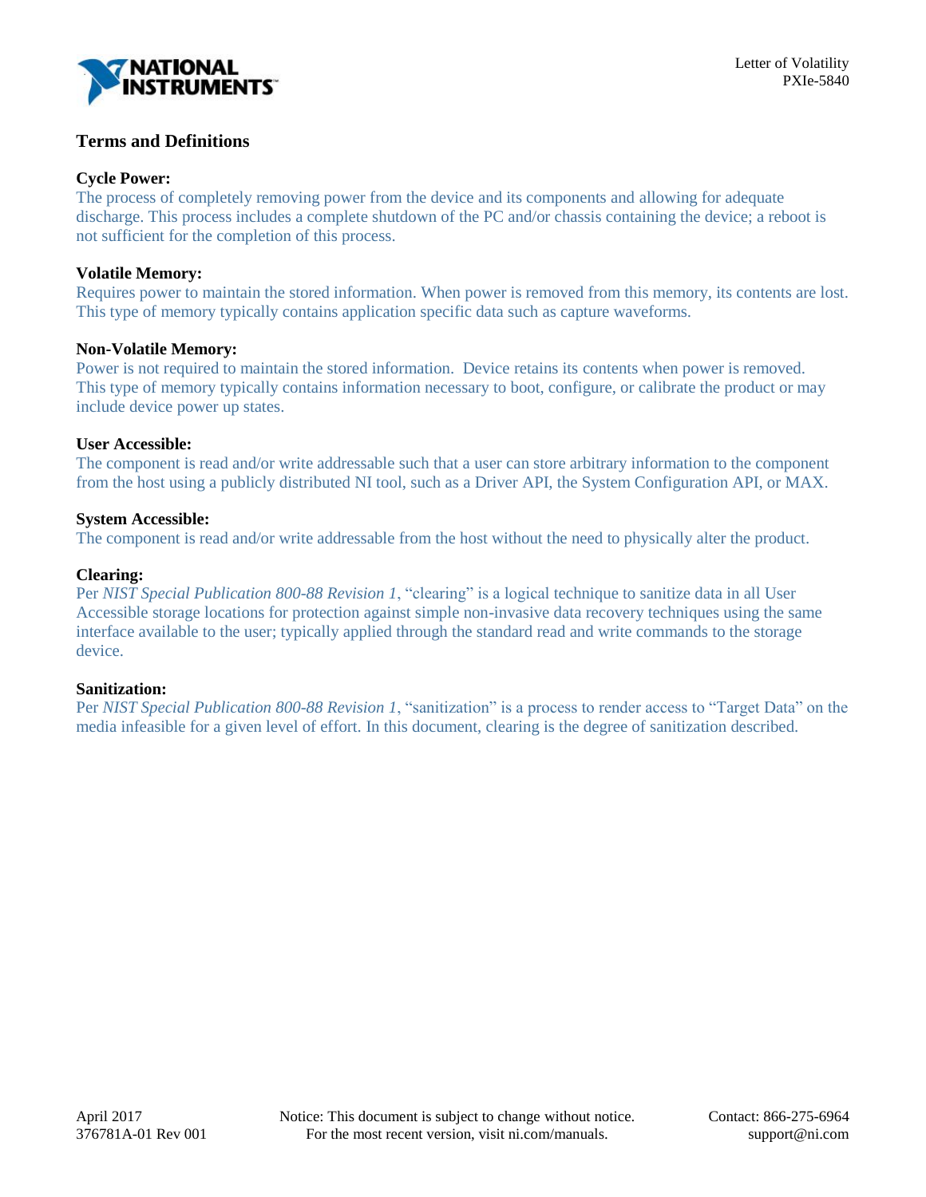## Terms and Definitions

**Cycle Power:**
The process of completely removing power from the device and its components and allowing for adequate discharge. This process includes a complete shutdown of the PC and/or chassis containing the device; a reboot is not sufficient for the completion of this process.

**Volatile Memory:**
Requires power to maintain the stored information. When power is removed from this memory, its contents are lost. This type of memory typically contains application specific data such as capture waveforms.

**Non-Volatile Memory:**
Power is not required to maintain the stored information. Device retains its contents when power is removed. This type of memory typically contains information necessary to boot, configure, or calibrate the product or may include device power up states.

**User Accessible:**
The component is read and/or write addressable such that a user can store arbitrary information to the component from the host using a publicly distributed NI tool, such as a Driver API, the System Configuration API, or MAX.

**System Accessible:**
The component is read and/or write addressable from the host without the need to physically alter the product.

**Clearing:**
Per *NIST Special Publication 800-88 Revision 1*, "clearing" is a logical technique to sanitize data in all User Accessible storage locations for protection against simple non-invasive data recovery techniques using the same interface available to the user; typically applied through the standard read and write commands to the storage device.

**Sanitization:**
Per *NIST Special Publication 800-88 Revision 1*, "sanitization" is a process to render access to "Target Data" on the media infeasible for a given level of effort. In this document, clearing is the degree of sanitization described.